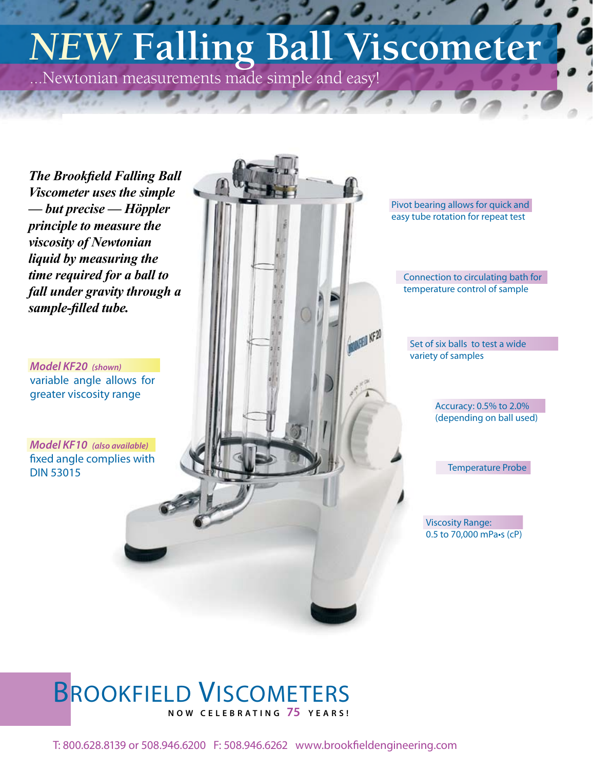# *NEW* Falling Ball Viscometer

...Newtonian measurements made simple and easy!

***The Brookfield Falling Ball Viscometer uses the simple — but precise — Höppler principle to measure the viscosity of Newtonian liquid by measuring the time required for a ball to fall under gravity through a sample-filled tube.***

***Model KF20** (shown)*
variable angle allows for greater viscosity range

***Model KF10** (also available)*
fixed angle complies with DIN 53015

Pivot bearing allows for quick and easy tube rotation for repeat test

Connection to circulating bath for temperature control of sample

Set of six balls to test a wide variety of samples

Accuracy: 0.5% to 2.0% (depending on ball used)

Temperature Probe

Viscosity Range:
0.5 to 70,000 mPa•s (cP)

## BROOKFIELD VISCOMETERS

NOW CELEBRATING 75 YEARS!

T: 800.628.8139 or 508.946.6200 F: 508.946.6262 www.brookfieldengineering.com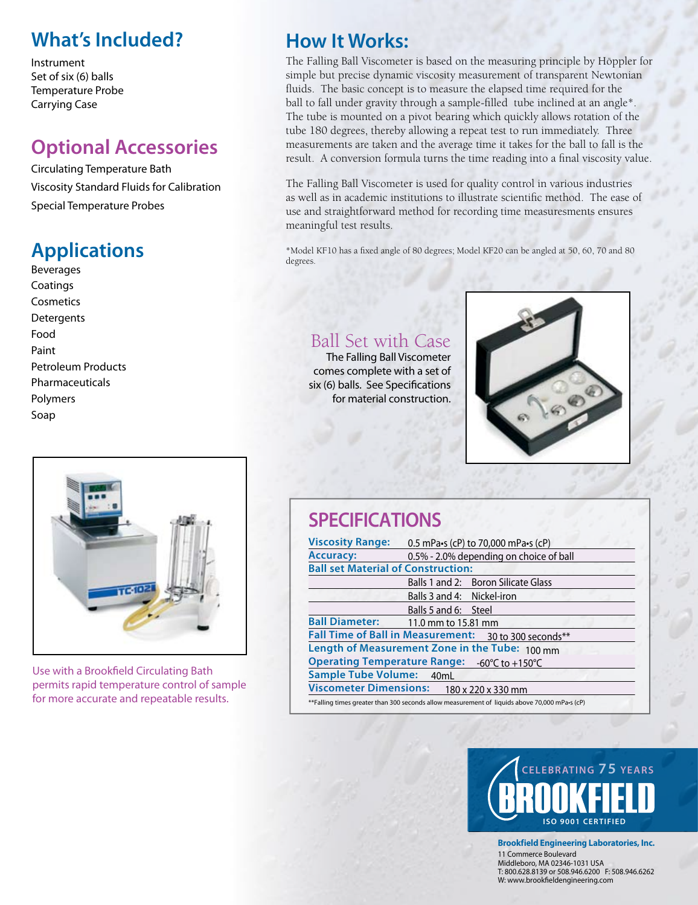## What's Included?

Instrument
Set of six (6) balls
Temperature Probe
Carrying Case

## Optional Accessories

Circulating Temperature Bath
Viscosity Standard Fluids for Calibration
Special Temperature Probes

## Applications

Beverages
Coatings
Cosmetics
Detergents
Food
Paint
Petroleum Products
Pharmaceuticals
Polymers
Soap

Use with a Brookfield Circulating Bath permits rapid temperature control of sample for more accurate and repeatable results.

## How It Works:

The Falling Ball Viscometer is based on the measuring principle by Höppler for simple but precise dynamic viscosity measurement of transparent Newtonian fluids. The basic concept is to measure the elapsed time required for the ball to fall under gravity through a sample-filled tube inclined at an angle*. The tube is mounted on a pivot bearing which quickly allows rotation of the tube 180 degrees, thereby allowing a repeat test to run immediately. Three measurements are taken and the average time it takes for the ball to fall is the result. A conversion formula turns the time reading into a final viscosity value.

The Falling Ball Viscometer is used for quality control in various industries as well as in academic institutions to illustrate scientific method. The ease of use and straightforward method for recording time measuresments ensures meaningful test results.

*Model KF10 has a fixed angle of 80 degrees; Model KF20 can be angled at 50, 60, 70 and 80 degrees.

### Ball Set with Case

The Falling Ball Viscometer comes complete with a set of six (6) balls. See Specifications for material construction.

## SPECIFICATIONS

| | |
|---|---|
| **Viscosity Range:** | 0.5 mPa•s (cP) to 70,000 mPa•s (cP) |
| **Accuracy:** | 0.5% - 2.0% depending on choice of ball |
| **Ball set Material of Construction:** | |
| | Balls 1 and 2: Boron Silicate Glass |
| | Balls 3 and 4: Nickel-iron |
| | Balls 5 and 6: Steel |
| **Ball Diameter:** | 11.0 mm to 15.81 mm |
| **Fall Time of Ball in Measurement:** | 30 to 300 seconds** |
| **Length of Measurement Zone in the Tube:** | 100 mm |
| **Operating Temperature Range:** | -60°C to +150°C |
| **Sample Tube Volume:** | 40mL |
| **Viscometer Dimensions:** | 180 x 220 x 330 mm |

**Falling times greater than 300 seconds allow measurement of liquids above 70,000 mPa•s (cP)

CELEBRATING 75 YEARS
BROOKFIELD
ISO 9001 CERTIFIED

**Brookfield Engineering Laboratories, Inc.**
11 Commerce Boulevard
Middleboro, MA 02346-1031 USA
T: 800.628.8139 or 508.946.6200 F: 508.946.6262
W: www.brookfieldengineering.com